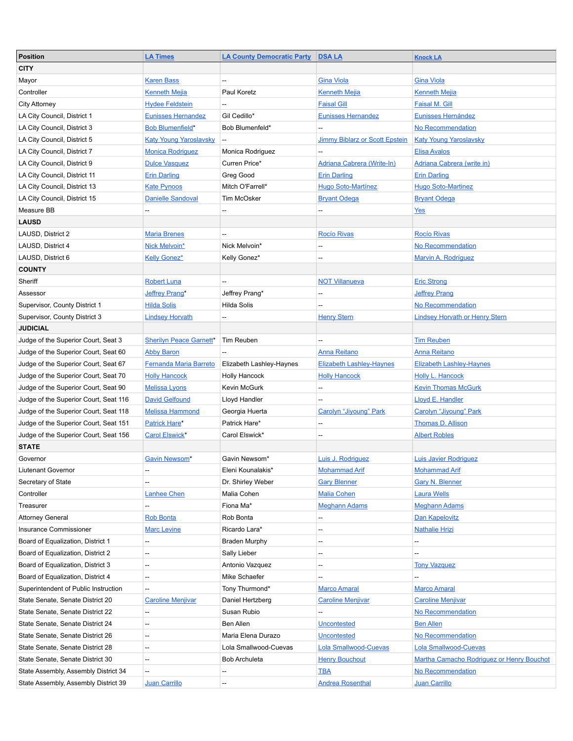| Position | LA Times | LA County Democratic Party | DSA LA | Knock LA |
|---|---|---|---|---|
| **CITY** | | | | |
| Mayor | Karen Bass | -- | Gina Viola | Gina Viola |
| Controller | Kenneth Mejia | Paul Koretz | Kenneth Mejia | Kenneth Mejia |
| City Attorney | Hydee Feldstein | -- | Faisal Gill | Faisal M. Gill |
| LA City Council, District 1 | Eunisses Hernandez | Gil Cedillo* | Eunisses Hernandez | Eunisses Hernández |
| LA City Council, District 3 | Bob Blumenfield* | Bob Blumenfeld* | -- | No Recommendation |
| LA City Council, District 5 | Katy Young Yaroslavsky | -- | Jimmy Biblarz or Scott Epstein | Katy Young Yaroslavsky |
| LA City Council, District 7 | Monica Rodriguez | Monica Rodriguez | -- | Elisa Avalos |
| LA City Council, District 9 | Dulce Vasquez | Curren Price* | Adriana Cabrera (Write-In) | Adriana Cabrera (write in) |
| LA City Council, District 11 | Erin Darling | Greg Good | Erin Darling | Erin Darling |
| LA City Council, District 13 | Kate Pynoos | Mitch O'Farrell* | Hugo Soto-Martínez | Hugo Soto-Martinez |
| LA City Council, District 15 | Danielle Sandoval | Tim McOsker | Bryant Odega | Bryant Odega |
| Measure BB | -- | -- | -- | Yes |
| **LAUSD** | | | | |
| LAUSD, District 2 | Maria Brenes | -- | Rocío Rivas | Rocío Rivas |
| LAUSD, District 4 | Nick Melvoin* | Nick Melvoin* | -- | No Recommendation |
| LAUSD, District 6 | Kelly Gonez* | Kelly Gonez* | -- | Marvin A. Rodríguez |
| **COUNTY** | | | | |
| Sheriff | Robert Luna | -- | NOT Villanueva | Eric Strong |
| Assessor | Jeffrey Prang* | Jeffrey Prang* | -- | Jeffrey Prang |
| Supervisor, County District 1 | Hilda Solis | Hilda Solis | -- | No Recommendation |
| Supervisor, County District 3 | Lindsey Horvath | -- | Henry Stern | Lindsey Horvath or Henry Stern |
| **JUDICIAL** | | | | |
| Judge of the Superior Court, Seat 3 | Sherilyn Peace Garnett* | Tim Reuben | -- | Tim Reuben |
| Judge of the Superior Court, Seat 60 | Abby Baron | -- | Anna Reitano | Anna Reitano |
| Judge of the Superior Court, Seat 67 | Fernanda Maria Barreto | Elizabeth Lashley-Haynes | Elizabeth Lashley-Haynes | Elizabeth Lashley-Haynes |
| Judge of the Superior Court, Seat 70 | Holly Hancock | Holly Hancock | Holly Hancock | Holly L. Hancock |
| Judge of the Superior Court, Seat 90 | Melissa Lyons | Kevin McGurk | -- | Kevin Thomas McGurk |
| Judge of the Superior Court, Seat 116 | David Gelfound | Lloyd Handler | -- | Lloyd E. Handler |
| Judge of the Superior Court, Seat 118 | Melissa Hammond | Georgia Huerta | Carolyn "Jiyoung" Park | Carolyn "Jiyoung" Park |
| Judge of the Superior Court, Seat 151 | Patrick Hare* | Patrick Hare* | -- | Thomas D. Allison |
| Judge of the Superior Court, Seat 156 | Carol Elswick* | Carol Elswick* | -- | Albert Robles |
| **STATE** | | | | |
| Governor | Gavin Newsom* | Gavin Newsom* | Luis J. Rodriguez | Luis Javier Rodriguez |
| Liutenant Governor | -- | Eleni Kounalakis* | Mohammad Arif | Mohammad Arif |
| Secretary of State | -- | Dr. Shirley Weber | Gary Blenner | Gary N. Blenner |
| Controller | Lanhee Chen | Malia Cohen | Malia Cohen | Laura Wells |
| Treasurer | -- | Fiona Ma* | Meghann Adams | Meghann Adams |
| Attorney General | Rob Bonta | Rob Bonta | -- | Dan Kapelovitz |
| Insurance Commissioner | Marc Levine | Ricardo Lara* | -- | Nathalie Hrizi |
| Board of Equalization, District 1 | -- | Braden Murphy | -- | -- |
| Board of Equalization, District 2 | -- | Sally Lieber | -- | -- |
| Board of Equalization, District 3 | -- | Antonio Vazquez | -- | Tony Vazquez |
| Board of Equalization, District 4 | -- | Mike Schaefer | -- | -- |
| Superintendent of Public Instruction | -- | Tony Thurmond* | Marco Amaral | Marco Amaral |
| State Senate, Senate District 20 | Caroline Menjivar | Daniel Hertzberg | Caroline Menjivar | Caroline Menjivar |
| State Senate, Senate District 22 | -- | Susan Rubio | -- | No Recommendation |
| State Senate, Senate District 24 | -- | Ben Allen | Uncontested | Ben Allen |
| State Senate, Senate District 26 | -- | Maria Elena Durazo | Uncontested | No Recommendation |
| State Senate, Senate District 28 | -- | Lola Smallwood-Cuevas | Lola Smallwood-Cuevas | Lola Smallwood-Cuevas |
| State Senate, Senate District 30 | -- | Bob Archuleta | Henry Bouchout | Martha Camacho Rodriguez or Henry Bouchot |
| State Assembly, Assembly District 34 | -- | -- | TBA | No Recommendation |
| State Assembly, Assembly District 39 | Juan Carrillo | -- | Andrea Rosenthal | Juan Carrillo |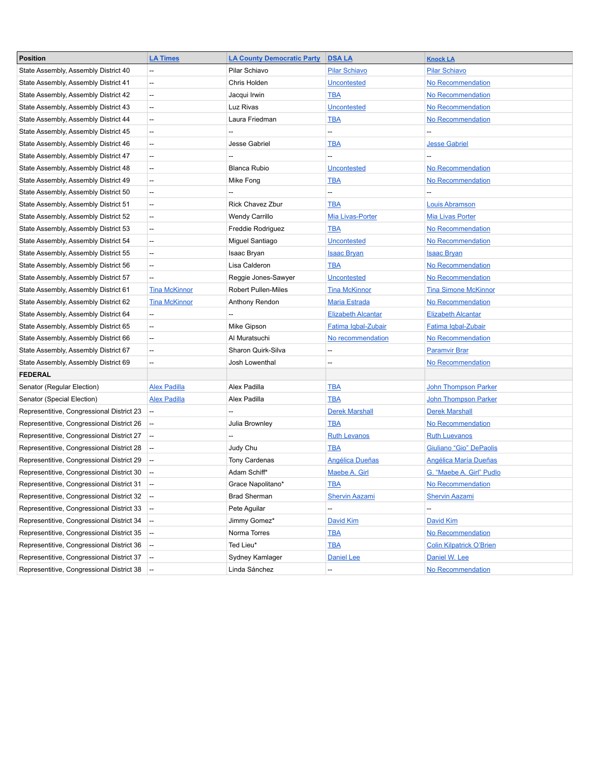| Position | LA Times | LA County Democratic Party | DSA LA | Knock LA |
|---|---|---|---|---|
| State Assembly, Assembly District 40 | -- | Pilar Schiavo | Pilar Schiavo | Pilar Schiavo |
| State Assembly, Assembly District 41 | -- | Chris Holden | Uncontested | No Recommendation |
| State Assembly, Assembly District 42 | -- | Jacqui Irwin | TBA | No Recommendation |
| State Assembly, Assembly District 43 | -- | Luz Rivas | Uncontested | No Recommendation |
| State Assembly, Assembly District 44 | -- | Laura Friedman | TBA | No Recommendation |
| State Assembly, Assembly District 45 | -- | -- | -- | -- |
| State Assembly, Assembly District 46 | -- | Jesse Gabriel | TBA | Jesse Gabriel |
| State Assembly, Assembly District 47 | -- | -- | -- | -- |
| State Assembly, Assembly District 48 | -- | Blanca Rubio | Uncontested | No Recommendation |
| State Assembly, Assembly District 49 | -- | Mike Fong | TBA | No Recommendation |
| State Assembly, Assembly District 50 | -- | -- | -- | -- |
| State Assembly, Assembly District 51 | -- | Rick Chavez Zbur | TBA | Louis Abramson |
| State Assembly, Assembly District 52 | -- | Wendy Carrillo | Mia Livas-Porter | Mia Livas Porter |
| State Assembly, Assembly District 53 | -- | Freddie Rodriguez | TBA | No Recommendation |
| State Assembly, Assembly District 54 | -- | Miguel Santiago | Uncontested | No Recommendation |
| State Assembly, Assembly District 55 | -- | Isaac Bryan | Isaac Bryan | Isaac Bryan |
| State Assembly, Assembly District 56 | -- | Lisa Calderon | TBA | No Recommendation |
| State Assembly, Assembly District 57 | -- | Reggie Jones-Sawyer | Uncontested | No Recommendation |
| State Assembly, Assembly District 61 | Tina McKinnor | Robert Pullen-Miles | Tina McKinnor | Tina Simone McKinnor |
| State Assembly, Assembly District 62 | Tina McKinnor | Anthony Rendon | Maria Estrada | No Recommendation |
| State Assembly, Assembly District 64 | -- | -- | Elizabeth Alcantar | Elizabeth Alcantar |
| State Assembly, Assembly District 65 | -- | Mike Gipson | Fatima Iqbal-Zubair | Fatima Iqbal-Zubair |
| State Assembly, Assembly District 66 | -- | Al Muratsuchi | No recommendation | No Recommendation |
| State Assembly, Assembly District 67 | -- | Sharon Quirk-Silva | -- | Paramvir Brar |
| State Assembly, Assembly District 69 | -- | Josh Lowenthal | -- | No Recommendation |
| **FEDERAL** | | | | |
| Senator (Regular Election) | Alex Padilla | Alex Padilla | TBA | John Thompson Parker |
| Senator (Special Election) | Alex Padilla | Alex Padilla | TBA | John Thompson Parker |
| Representitive, Congressional District 23 | -- | -- | Derek Marshall | Derek Marshall |
| Representitive, Congressional District 26 | -- | Julia Brownley | TBA | No Recommendation |
| Representitive, Congressional District 27 | -- | -- | Ruth Levanos | Ruth Luevanos |
| Representitive, Congressional District 28 | -- | Judy Chu | TBA | Giuliano "Gio" DePaolis |
| Representitive, Congressional District 29 | -- | Tony Cardenas | Angélica Dueñas | Angélica María Dueñas |
| Representitive, Congressional District 30 | -- | Adam Schiff* | Maebe A. Girl | G. "Maebe A. Girl" Pudlo |
| Representitive, Congressional District 31 | -- | Grace Napolitano* | TBA | No Recommendation |
| Representitive, Congressional District 32 | -- | Brad Sherman | Shervin Aazami | Shervin Aazami |
| Representitive, Congressional District 33 | -- | Pete Aguilar | -- | -- |
| Representitive, Congressional District 34 | -- | Jimmy Gomez* | David Kim | David Kim |
| Representitive, Congressional District 35 | -- | Norma Torres | TBA | No Recommendation |
| Representitive, Congressional District 36 | -- | Ted Lieu* | TBA | Colin Kilpatrick O'Brien |
| Representitive, Congressional District 37 | -- | Sydney Kamlager | Daniel Lee | Daniel W. Lee |
| Representitive, Congressional District 38 | -- | Linda Sánchez | -- | No Recommendation |